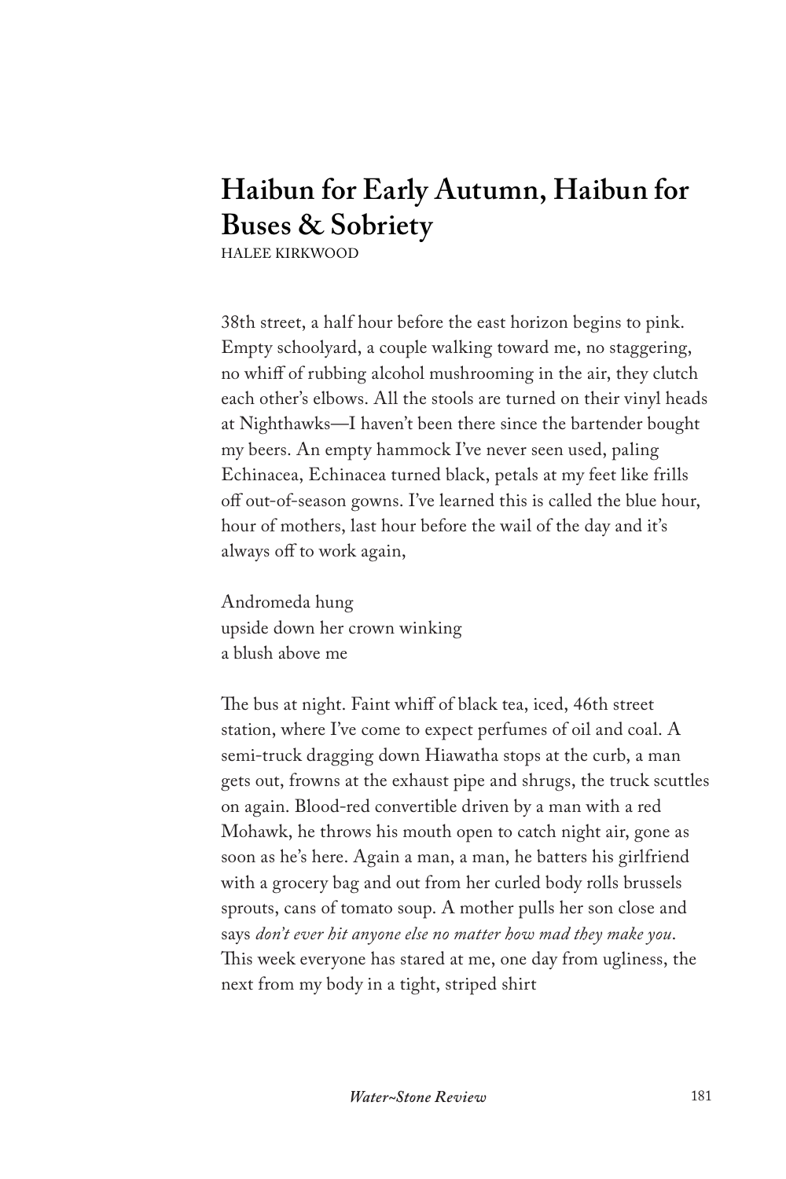# Haibun for Early Autumn, Haibun for Buses & Sobriety

HALEE KIRKWOOD

38th street, a half hour before the east horizon begins to pink. Empty schoolyard, a couple walking toward me, no staggering, no whiff of rubbing alcohol mushrooming in the air, they clutch each other's elbows. All the stools are turned on their vinyl heads at Nighthawks—I haven't been there since the bartender bought my beers. An empty hammock I've never seen used, paling Echinacea, Echinacea turned black, petals at my feet like frills off out-of-season gowns. I've learned this is called the blue hour, hour of mothers, last hour before the wail of the day and it's always off to work again,

Andromeda hung  
upside down her crown winking  
a blush above me

The bus at night. Faint whiff of black tea, iced, 46th street station, where I've come to expect perfumes of oil and coal. A semi-truck dragging down Hiawatha stops at the curb, a man gets out, frowns at the exhaust pipe and shrugs, the truck scuttles on again. Blood-red convertible driven by a man with a red Mohawk, he throws his mouth open to catch night air, gone as soon as he's here. Again a man, a man, he batters his girlfriend with a grocery bag and out from her curled body rolls brussels sprouts, cans of tomato soup. A mother pulls her son close and says *don't ever hit anyone else no matter how mad they make you*. This week everyone has stared at me, one day from ugliness, the next from my body in a tight, striped shirt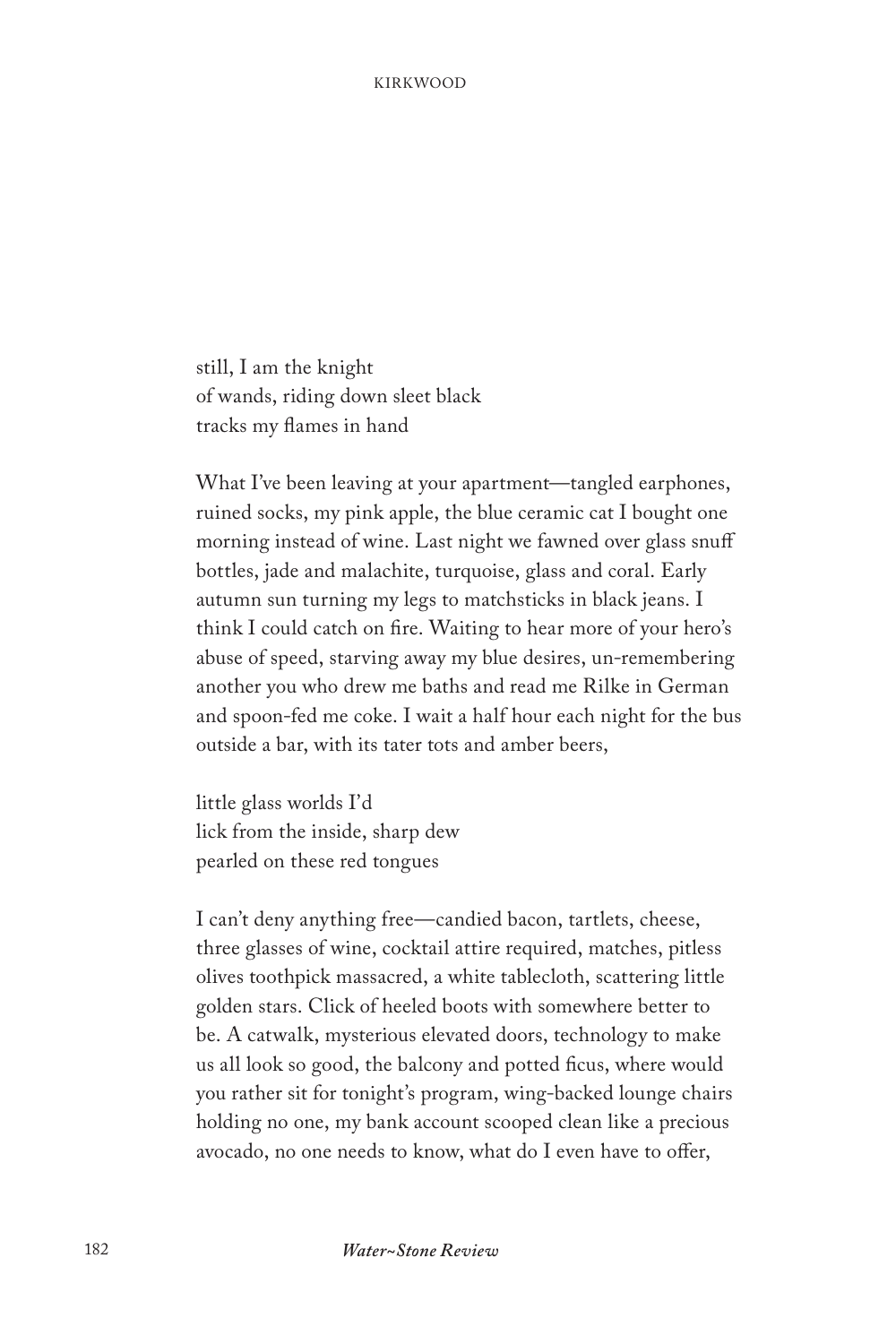still, I am the knight  
of wands, riding down sleet black  
tracks my flames in hand

What I've been leaving at your apartment—tangled earphones, ruined socks, my pink apple, the blue ceramic cat I bought one morning instead of wine. Last night we fawned over glass snuff bottles, jade and malachite, turquoise, glass and coral. Early autumn sun turning my legs to matchsticks in black jeans. I think I could catch on fire. Waiting to hear more of your hero's abuse of speed, starving away my blue desires, un-remembering another you who drew me baths and read me Rilke in German and spoon-fed me coke. I wait a half hour each night for the bus outside a bar, with its tater tots and amber beers,

little glass worlds I'd  
lick from the inside, sharp dew  
pearled on these red tongues

I can't deny anything free—candied bacon, tartlets, cheese, three glasses of wine, cocktail attire required, matches, pitless olives toothpick massacred, a white tablecloth, scattering little golden stars. Click of heeled boots with somewhere better to be. A catwalk, mysterious elevated doors, technology to make us all look so good, the balcony and potted ficus, where would you rather sit for tonight's program, wing-backed lounge chairs holding no one, my bank account scooped clean like a precious avocado, no one needs to know, what do I even have to offer,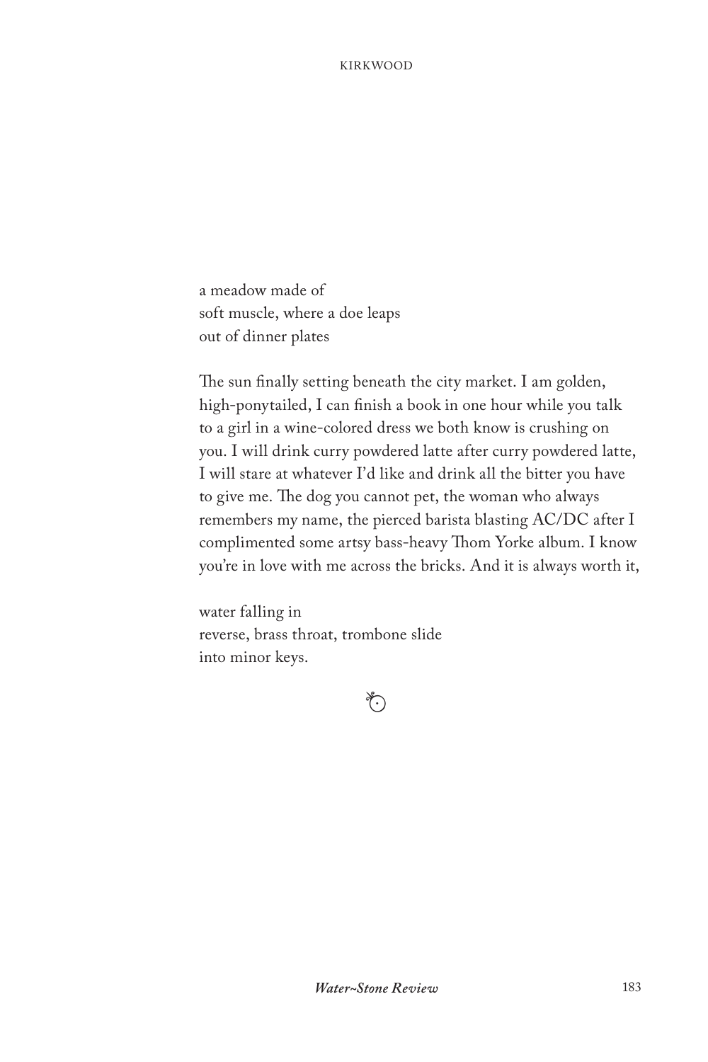a meadow made of  
soft muscle, where a doe leaps  
out of dinner plates

The sun finally setting beneath the city market. I am golden, high-ponytailed, I can finish a book in one hour while you talk to a girl in a wine-colored dress we both know is crushing on you. I will drink curry powdered latte after curry powdered latte, I will stare at whatever I'd like and drink all the bitter you have to give me. The dog you cannot pet, the woman who always remembers my name, the pierced barista blasting AC/DC after I complimented some artsy bass-heavy Thom Yorke album. I know you're in love with me across the bricks. And it is always worth it,

water falling in  
reverse, brass throat, trombone slide  
into minor keys.